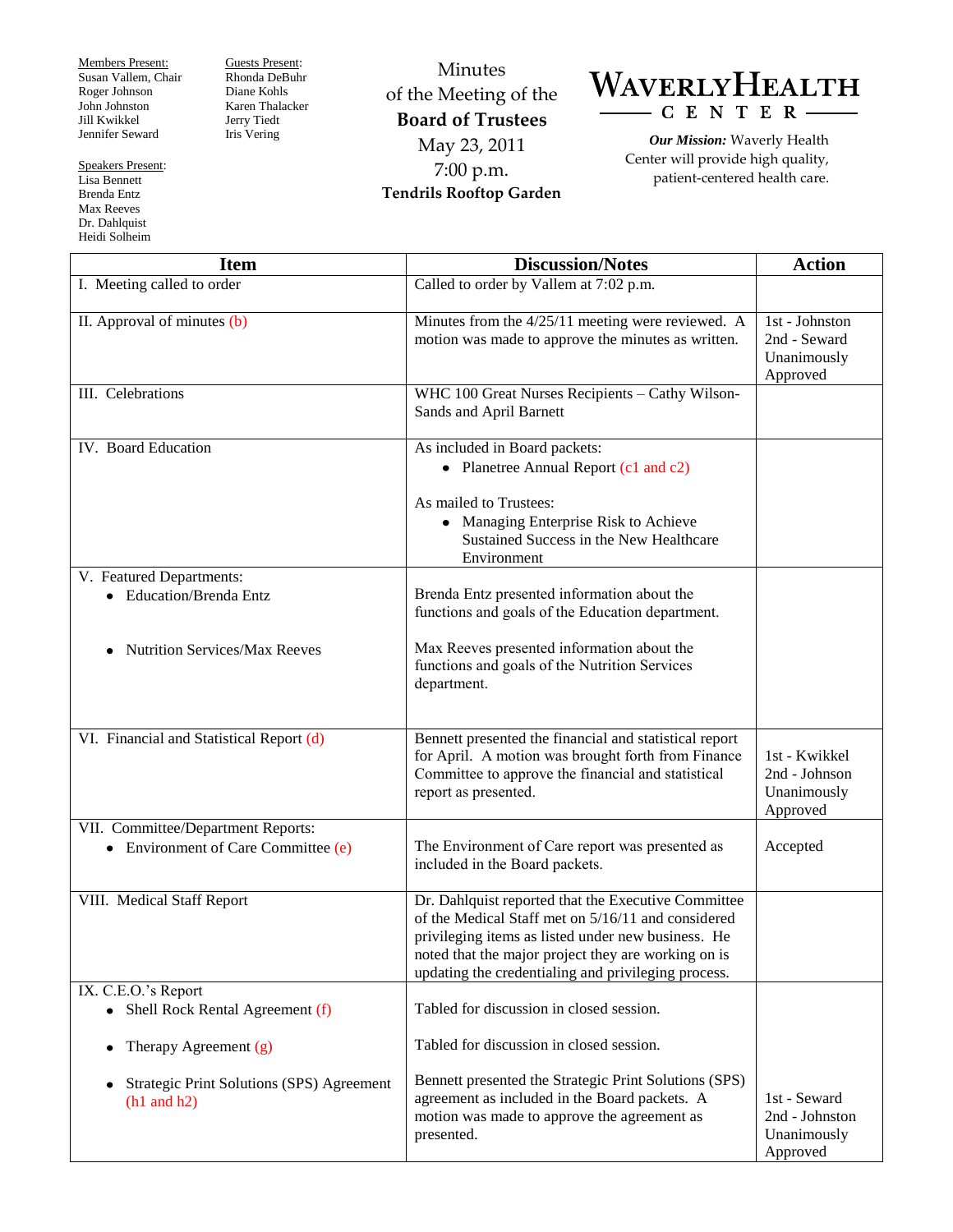**Members Present:**
Susan Vallem, Chair
Roger Johnson
John Johnston
Jill Kwikkel
Jennifer Seward

**Guests Present:**
Rhonda DeBuhr
Diane Kohls
Karen Thalacker
Jerry Tiedt
Iris Vering

**Speakers Present:**
Lisa Bennett
Brenda Entz
Max Reeves
Dr. Dahlquist
Heidi Solheim

# Minutes of the Meeting of the Board of Trustees

May 23, 2011
7:00 p.m.
**Tendrils Rooftop Garden**

**WAVERLY HEALTH CENTER**

***Our Mission:*** Waverly Health Center will provide high quality, patient-centered health care.

| Item | Discussion/Notes | Action |
|---|---|---|
| I. Meeting called to order | Called to order by Vallem at 7:02 p.m. | |
| II. Approval of minutes (b) | Minutes from the 4/25/11 meeting were reviewed. A motion was made to approve the minutes as written. | 1st - Johnston<br>2nd - Seward<br>Unanimously Approved |
| III. Celebrations | WHC 100 Great Nurses Recipients – Cathy Wilson-Sands and April Barnett | |
| IV. Board Education | As included in Board packets:<br>• Planetree Annual Report (c1 and c2)<br><br>As mailed to Trustees:<br>• Managing Enterprise Risk to Achieve Sustained Success in the New Healthcare Environment | |
| V. Featured Departments:<br>• Education/Brenda Entz<br><br>• Nutrition Services/Max Reeves | Brenda Entz presented information about the functions and goals of the Education department.<br><br>Max Reeves presented information about the functions and goals of the Nutrition Services department. | |
| VI. Financial and Statistical Report (d) | Bennett presented the financial and statistical report for April. A motion was brought forth from Finance Committee to approve the financial and statistical report as presented. | 1st - Kwikkel<br>2nd - Johnson<br>Unanimously Approved |
| VII. Committee/Department Reports:<br>• Environment of Care Committee (e) | The Environment of Care report was presented as included in the Board packets. | Accepted |
| VIII. Medical Staff Report | Dr. Dahlquist reported that the Executive Committee of the Medical Staff met on 5/16/11 and considered privileging items as listed under new business. He noted that the major project they are working on is updating the credentialing and privileging process. | |
| IX. C.E.O.'s Report<br>• Shell Rock Rental Agreement (f)<br><br>• Therapy Agreement (g)<br><br>• Strategic Print Solutions (SPS) Agreement (h1 and h2) | Tabled for discussion in closed session.<br><br>Tabled for discussion in closed session.<br><br>Bennett presented the Strategic Print Solutions (SPS) agreement as included in the Board packets. A motion was made to approve the agreement as presented. | <br><br><br><br>1st - Seward<br>2nd - Johnston<br>Unanimously Approved |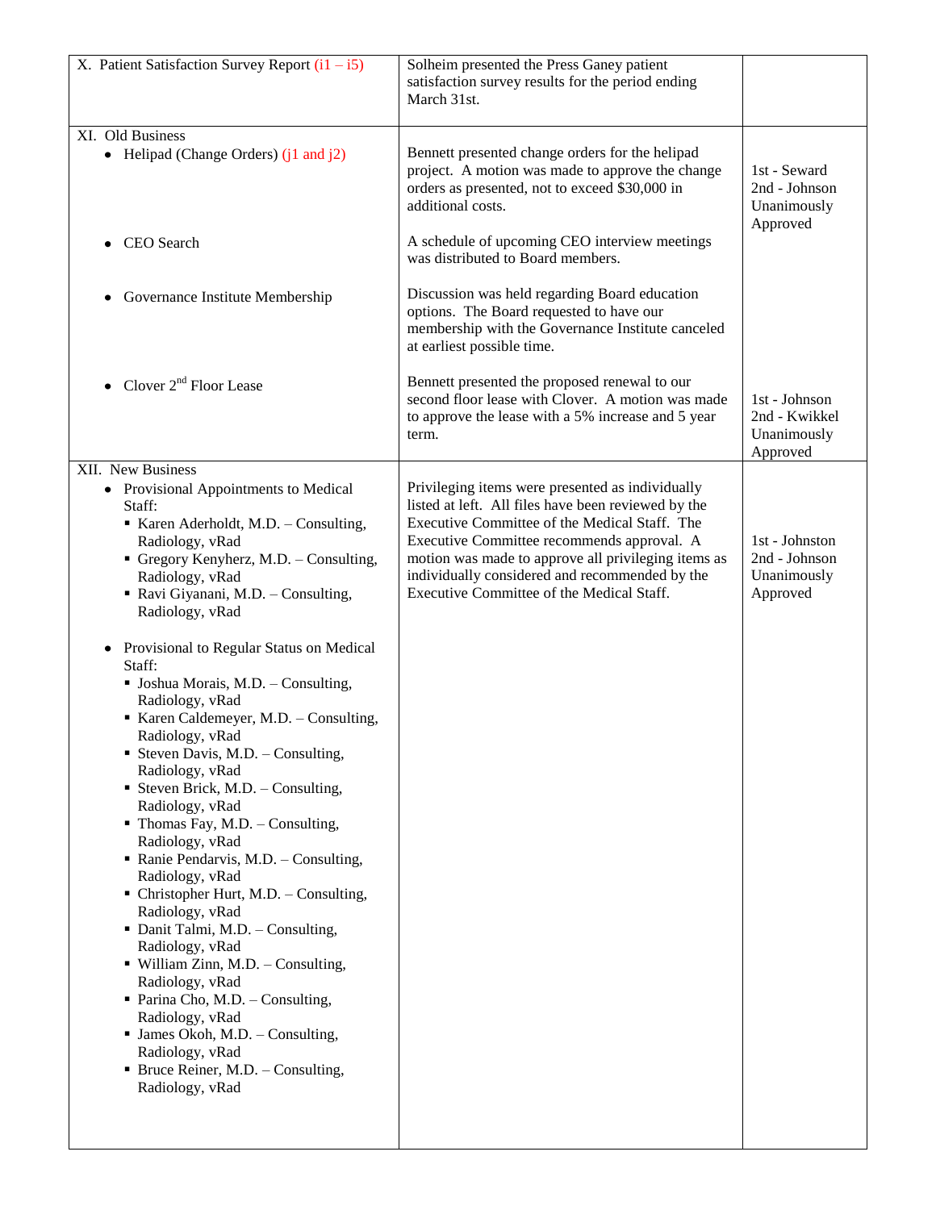| | | |
|---|---|---|
| X. Patient Satisfaction Survey Report (i1 – i5) | Solheim presented the Press Ganey patient satisfaction survey results for the period ending March 31st. | |
| XI. Old Business<br>• Helipad (Change Orders) (j1 and j2) | Bennett presented change orders for the helipad project. A motion was made to approve the change orders as presented, not to exceed $30,000 in additional costs. | 1st - Seward<br>2nd - Johnson<br>Unanimously Approved |
| • CEO Search | A schedule of upcoming CEO interview meetings was distributed to Board members. | |
| • Governance Institute Membership | Discussion was held regarding Board education options. The Board requested to have our membership with the Governance Institute canceled at earliest possible time. | |
| • Clover 2nd Floor Lease | Bennett presented the proposed renewal to our second floor lease with Clover. A motion was made to approve the lease with a 5% increase and 5 year term. | 1st - Johnson<br>2nd - Kwikkel<br>Unanimously Approved |
| XII. New Business<br>• Provisional Appointments to Medical Staff:<br>▪ Karen Aderholdt, M.D. – Consulting, Radiology, vRad<br>▪ Gregory Kenyherz, M.D. – Consulting, Radiology, vRad<br>▪ Ravi Giyanani, M.D. – Consulting, Radiology, vRad<br><br>• Provisional to Regular Status on Medical Staff:<br>▪ Joshua Morais, M.D. – Consulting, Radiology, vRad<br>▪ Karen Caldemeyer, M.D. – Consulting, Radiology, vRad<br>▪ Steven Davis, M.D. – Consulting, Radiology, vRad<br>▪ Steven Brick, M.D. – Consulting, Radiology, vRad<br>▪ Thomas Fay, M.D. – Consulting, Radiology, vRad<br>▪ Ranie Pendarvis, M.D. – Consulting, Radiology, vRad<br>▪ Christopher Hurt, M.D. – Consulting, Radiology, vRad<br>▪ Danit Talmi, M.D. – Consulting, Radiology, vRad<br>▪ William Zinn, M.D. – Consulting, Radiology, vRad<br>▪ Parina Cho, M.D. – Consulting, Radiology, vRad<br>▪ James Okoh, M.D. – Consulting, Radiology, vRad<br>▪ Bruce Reiner, M.D. – Consulting, Radiology, vRad | Privileging items were presented as individually listed at left. All files have been reviewed by the Executive Committee of the Medical Staff. The Executive Committee recommends approval. A motion was made to approve all privileging items as individually considered and recommended by the Executive Committee of the Medical Staff. | 1st - Johnston<br>2nd - Johnson<br>Unanimously Approved |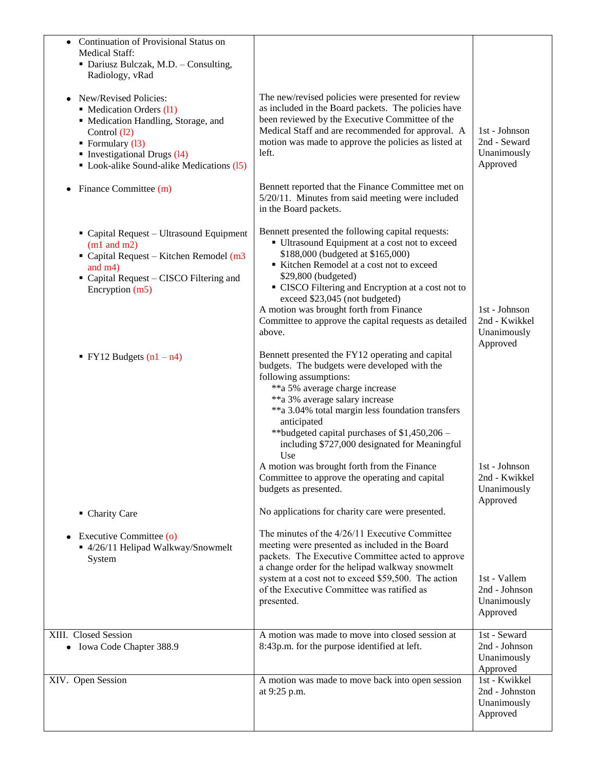| | | |
|---|---|---|
| • Continuation of Provisional Status on Medical Staff:<br>▪ Dariusz Bulczak, M.D. – Consulting, Radiology, vRad | | |
| • New/Revised Policies:<br>▪ Medication Orders (l1)<br>▪ Medication Handling, Storage, and Control (l2)<br>▪ Formulary (l3)<br>▪ Investigational Drugs (l4)<br>▪ Look-alike Sound-alike Medications (l5) | The new/revised policies were presented for review as included in the Board packets. The policies have been reviewed by the Executive Committee of the Medical Staff and are recommended for approval. A motion was made to approve the policies as listed at left. | 1st - Johnson<br>2nd - Seward<br>Unanimously Approved |
| • Finance Committee (m) | Bennett reported that the Finance Committee met on 5/20/11. Minutes from said meeting were included in the Board packets. | |
| ▪ Capital Request – Ultrasound Equipment (m1 and m2)<br>▪ Capital Request – Kitchen Remodel (m3 and m4)<br>▪ Capital Request – CISCO Filtering and Encryption (m5) | Bennett presented the following capital requests:<br>▪ Ultrasound Equipment at a cost not to exceed $188,000 (budgeted at $165,000)<br>▪ Kitchen Remodel at a cost not to exceed $29,800 (budgeted)<br>▪ CISCO Filtering and Encryption at a cost not to exceed $23,045 (not budgeted)<br>A motion was brought forth from Finance Committee to approve the capital requests as detailed above. | 1st - Johnson<br>2nd - Kwikkel<br>Unanimously Approved |
| ▪ FY12 Budgets (n1 – n4) | Bennett presented the FY12 operating and capital budgets. The budgets were developed with the following assumptions:<br>**a 5% average charge increase<br>**a 3% average salary increase<br>**a 3.04% total margin less foundation transfers anticipated<br>**budgeted capital purchases of $1,450,206 – including $727,000 designated for Meaningful Use<br>A motion was brought forth from the Finance Committee to approve the operating and capital budgets as presented. | 1st - Johnson<br>2nd - Kwikkel<br>Unanimously Approved |
| ▪ Charity Care | No applications for charity care were presented. | |
| • Executive Committee (o)<br>▪ 4/26/11 Helipad Walkway/Snowmelt System | The minutes of the 4/26/11 Executive Committee meeting were presented as included in the Board packets. The Executive Committee acted to approve a change order for the helipad walkway snowmelt system at a cost not to exceed $59,500. The action of the Executive Committee was ratified as presented. | 1st - Vallem<br>2nd - Johnson<br>Unanimously Approved |
| XIII. Closed Session<br>• Iowa Code Chapter 388.9 | A motion was made to move into closed session at 8:43p.m. for the purpose identified at left. | 1st - Seward<br>2nd - Johnson<br>Unanimously Approved |
| XIV. Open Session | A motion was made to move back into open session at 9:25 p.m. | 1st - Kwikkel<br>2nd - Johnston<br>Unanimously Approved |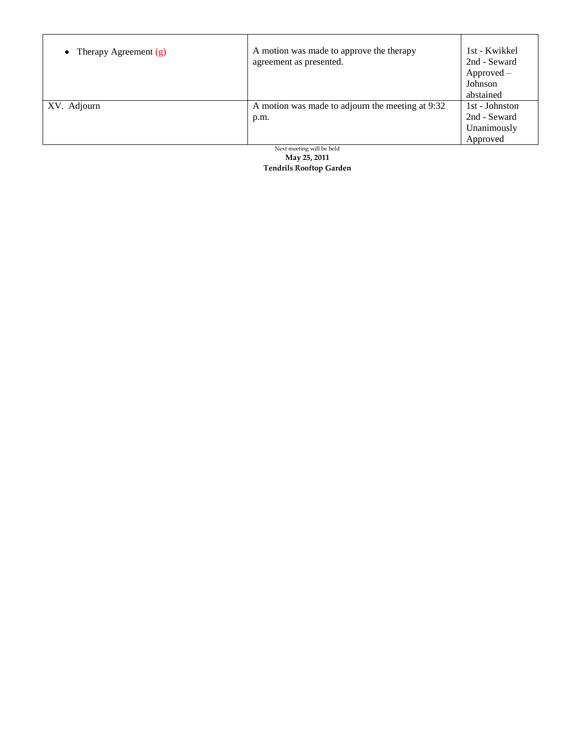| | | |
|---|---|---|
| • Therapy Agreement (g) | A motion was made to approve the therapy agreement as presented. | 1st - Kwikkel<br>2nd - Seward<br>Approved – Johnson abstained |
| XV. Adjourn | A motion was made to adjourn the meeting at 9:32 p.m. | 1st - Johnston<br>2nd - Seward<br>Unanimously Approved |

Next meeting will be held

**May 25, 2011**

**Tendrils Rooftop Garden**